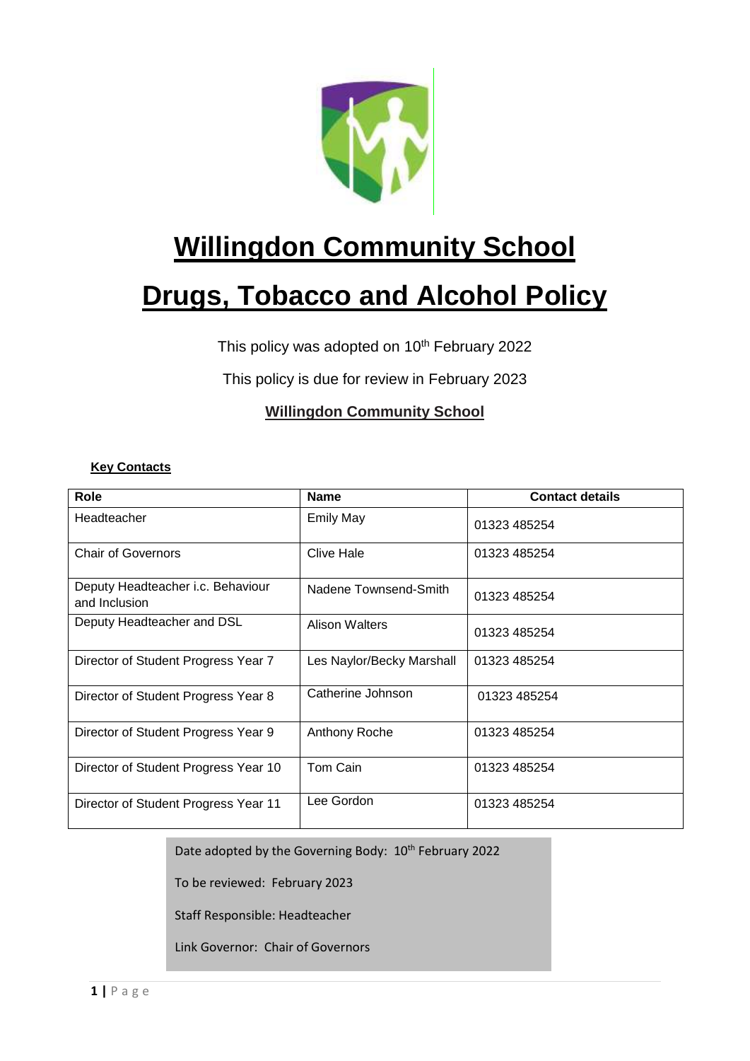# Willingdon Community School

# Drugs, Tobacco and Alcohol Policy

This policy was adopted on 10th February 2022

This policy is due for review in February 2023

**Willingdon Community School**

**Key Contacts**

| Role | Name | Contact details |
|---|---|---|
| Headteacher | Emily May | 01323 485254 |
| Chair of Governors | Clive Hale | 01323 485254 |
| Deputy Headteacher i.c. Behaviour and Inclusion | Nadene Townsend-Smith | 01323 485254 |
| Deputy Headteacher and DSL | Alison Walters | 01323 485254 |
| Director of Student Progress Year 7 | Les Naylor/Becky Marshall | 01323 485254 |
| Director of Student Progress Year 8 | Catherine Johnson | 01323 485254 |
| Director of Student Progress Year 9 | Anthony Roche | 01323 485254 |
| Director of Student Progress Year 10 | Tom Cain | 01323 485254 |
| Director of Student Progress Year 11 | Lee Gordon | 01323 485254 |

Date adopted by the Governing Body: 10th February 2022

To be reviewed: February 2023

Staff Responsible: Headteacher

Link Governor: Chair of Governors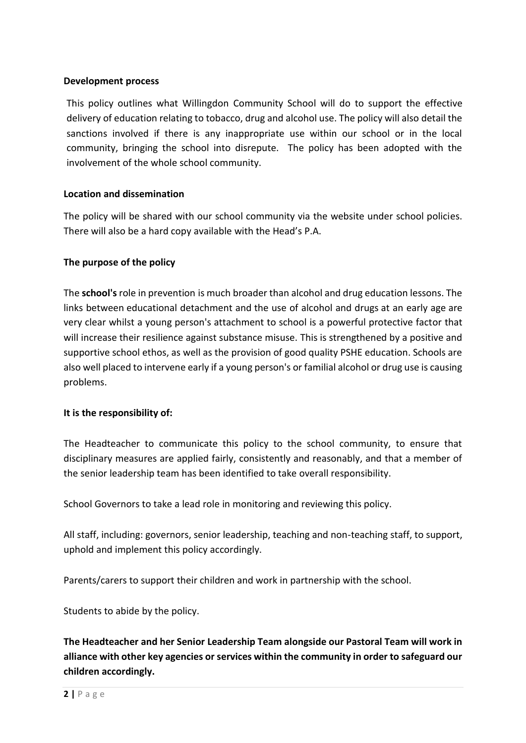**Development process**

This policy outlines what Willingdon Community School will do to support the effective delivery of education relating to tobacco, drug and alcohol use. The policy will also detail the sanctions involved if there is any inappropriate use within our school or in the local community, bringing the school into disrepute. The policy has been adopted with the involvement of the whole school community.

**Location and dissemination**

The policy will be shared with our school community via the website under school policies. There will also be a hard copy available with the Head's P.A.

**The purpose of the policy**

The **school's** role in prevention is much broader than alcohol and drug education lessons. The links between educational detachment and the use of alcohol and drugs at an early age are very clear whilst a young person's attachment to school is a powerful protective factor that will increase their resilience against substance misuse. This is strengthened by a positive and supportive school ethos, as well as the provision of good quality PSHE education. Schools are also well placed to intervene early if a young person's or familial alcohol or drug use is causing problems.

**It is the responsibility of:**

The Headteacher to communicate this policy to the school community, to ensure that disciplinary measures are applied fairly, consistently and reasonably, and that a member of the senior leadership team has been identified to take overall responsibility.

School Governors to take a lead role in monitoring and reviewing this policy.

All staff, including: governors, senior leadership, teaching and non-teaching staff, to support, uphold and implement this policy accordingly.

Parents/carers to support their children and work in partnership with the school.

Students to abide by the policy.

**The Headteacher and her Senior Leadership Team alongside our Pastoral Team will work in alliance with other key agencies or services within the community in order to safeguard our children accordingly.**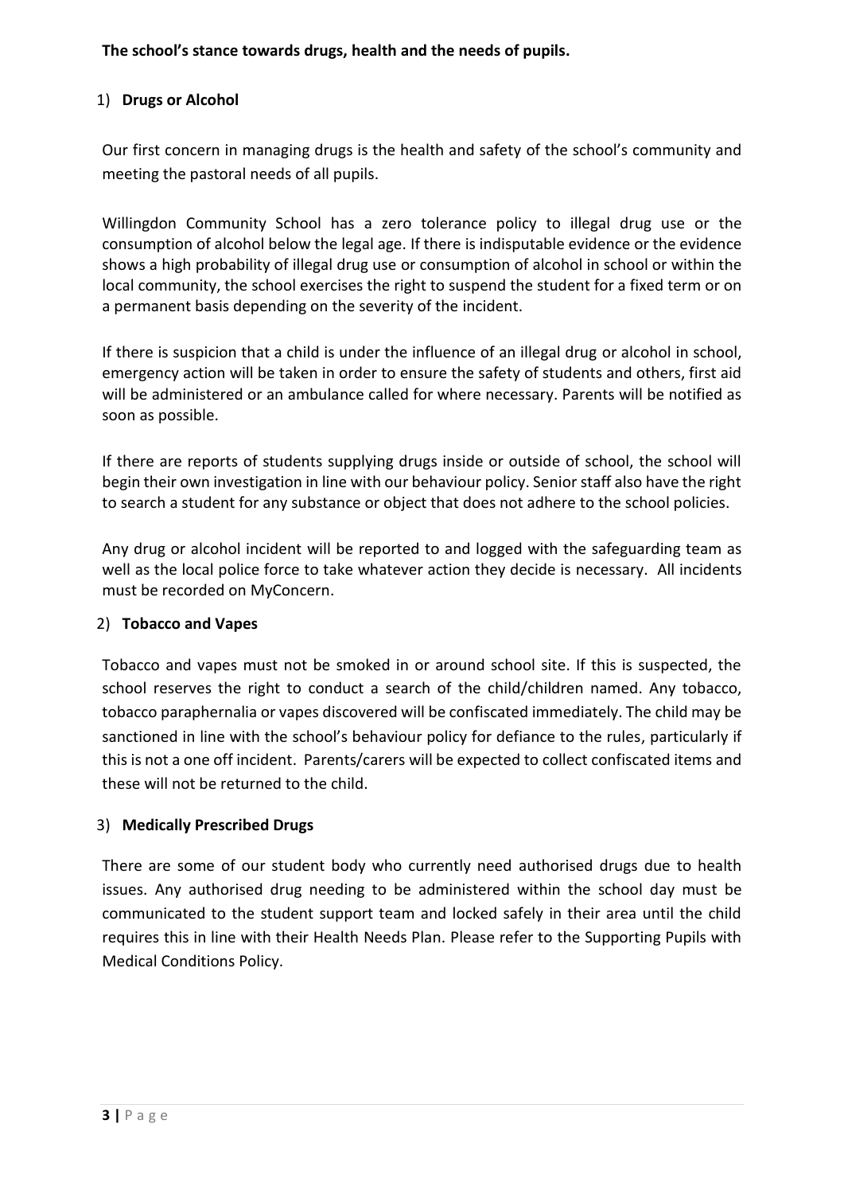**The school's stance towards drugs, health and the needs of pupils.**

1) **Drugs or Alcohol**

Our first concern in managing drugs is the health and safety of the school's community and meeting the pastoral needs of all pupils.

Willingdon Community School has a zero tolerance policy to illegal drug use or the consumption of alcohol below the legal age. If there is indisputable evidence or the evidence shows a high probability of illegal drug use or consumption of alcohol in school or within the local community, the school exercises the right to suspend the student for a fixed term or on a permanent basis depending on the severity of the incident.

If there is suspicion that a child is under the influence of an illegal drug or alcohol in school, emergency action will be taken in order to ensure the safety of students and others, first aid will be administered or an ambulance called for where necessary. Parents will be notified as soon as possible.

If there are reports of students supplying drugs inside or outside of school, the school will begin their own investigation in line with our behaviour policy. Senior staff also have the right to search a student for any substance or object that does not adhere to the school policies.

Any drug or alcohol incident will be reported to and logged with the safeguarding team as well as the local police force to take whatever action they decide is necessary. All incidents must be recorded on MyConcern.

2) **Tobacco and Vapes**

Tobacco and vapes must not be smoked in or around school site. If this is suspected, the school reserves the right to conduct a search of the child/children named. Any tobacco, tobacco paraphernalia or vapes discovered will be confiscated immediately. The child may be sanctioned in line with the school's behaviour policy for defiance to the rules, particularly if this is not a one off incident. Parents/carers will be expected to collect confiscated items and these will not be returned to the child.

3) **Medically Prescribed Drugs**

There are some of our student body who currently need authorised drugs due to health issues. Any authorised drug needing to be administered within the school day must be communicated to the student support team and locked safely in their area until the child requires this in line with their Health Needs Plan. Please refer to the Supporting Pupils with Medical Conditions Policy.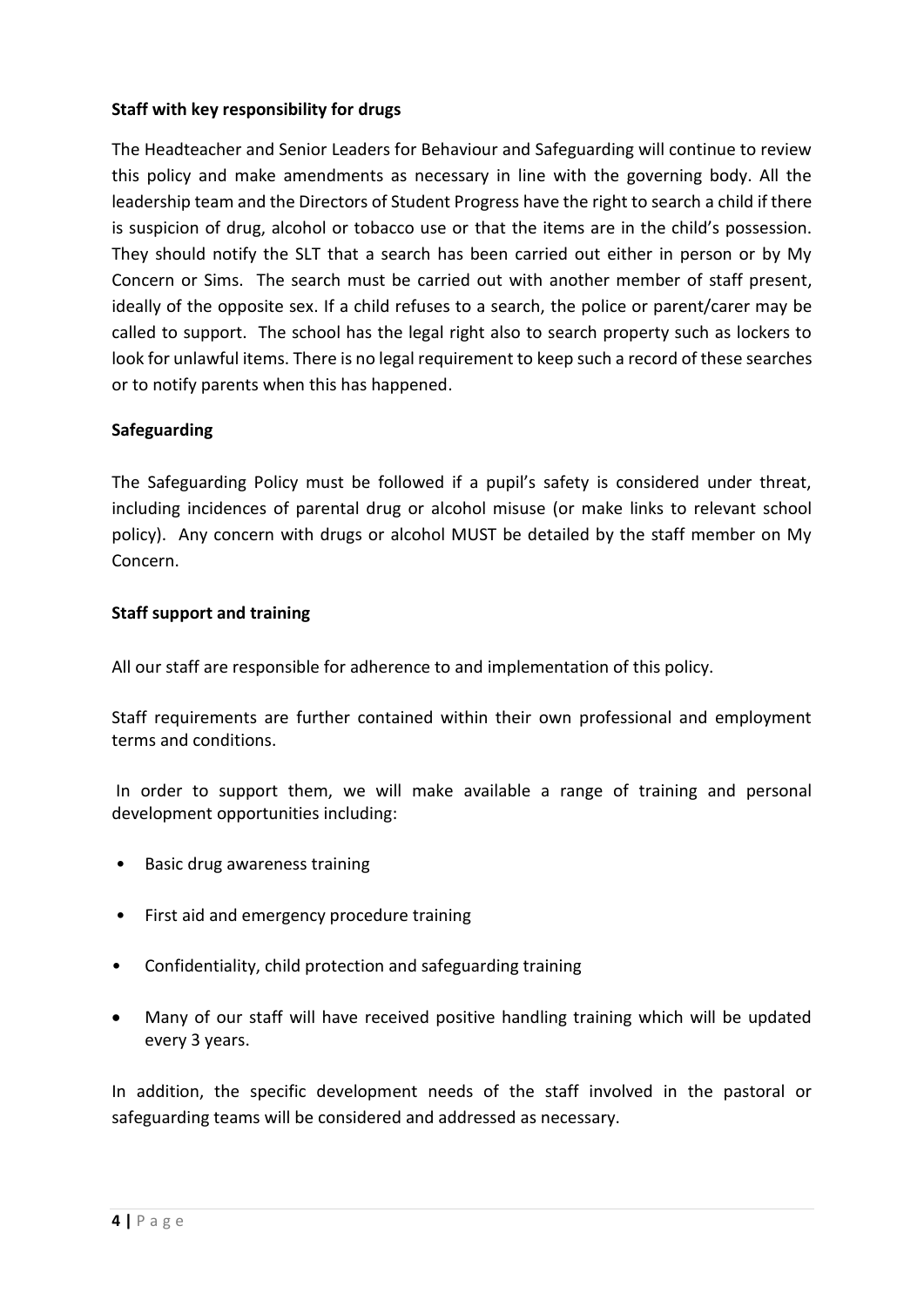**Staff with key responsibility for drugs**

The Headteacher and Senior Leaders for Behaviour and Safeguarding will continue to review this policy and make amendments as necessary in line with the governing body. All the leadership team and the Directors of Student Progress have the right to search a child if there is suspicion of drug, alcohol or tobacco use or that the items are in the child's possession. They should notify the SLT that a search has been carried out either in person or by My Concern or Sims. The search must be carried out with another member of staff present, ideally of the opposite sex. If a child refuses to a search, the police or parent/carer may be called to support. The school has the legal right also to search property such as lockers to look for unlawful items. There is no legal requirement to keep such a record of these searches or to notify parents when this has happened.

**Safeguarding**

The Safeguarding Policy must be followed if a pupil's safety is considered under threat, including incidences of parental drug or alcohol misuse (or make links to relevant school policy). Any concern with drugs or alcohol MUST be detailed by the staff member on My Concern.

**Staff support and training**

All our staff are responsible for adherence to and implementation of this policy.

Staff requirements are further contained within their own professional and employment terms and conditions.

In order to support them, we will make available a range of training and personal development opportunities including:

- Basic drug awareness training
- First aid and emergency procedure training
- Confidentiality, child protection and safeguarding training
- Many of our staff will have received positive handling training which will be updated every 3 years.

In addition, the specific development needs of the staff involved in the pastoral or safeguarding teams will be considered and addressed as necessary.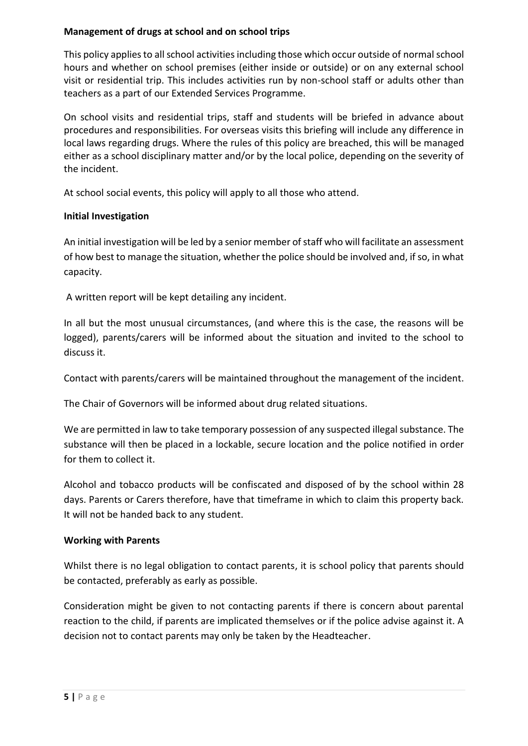**Management of drugs at school and on school trips**

This policy applies to all school activities including those which occur outside of normal school hours and whether on school premises (either inside or outside) or on any external school visit or residential trip. This includes activities run by non-school staff or adults other than teachers as a part of our Extended Services Programme.

On school visits and residential trips, staff and students will be briefed in advance about procedures and responsibilities. For overseas visits this briefing will include any difference in local laws regarding drugs. Where the rules of this policy are breached, this will be managed either as a school disciplinary matter and/or by the local police, depending on the severity of the incident.

At school social events, this policy will apply to all those who attend.

**Initial Investigation**

An initial investigation will be led by a senior member of staff who will facilitate an assessment of how best to manage the situation, whether the police should be involved and, if so, in what capacity.

A written report will be kept detailing any incident.

In all but the most unusual circumstances, (and where this is the case, the reasons will be logged), parents/carers will be informed about the situation and invited to the school to discuss it.

Contact with parents/carers will be maintained throughout the management of the incident.

The Chair of Governors will be informed about drug related situations.

We are permitted in law to take temporary possession of any suspected illegal substance. The substance will then be placed in a lockable, secure location and the police notified in order for them to collect it.

Alcohol and tobacco products will be confiscated and disposed of by the school within 28 days. Parents or Carers therefore, have that timeframe in which to claim this property back. It will not be handed back to any student.

**Working with Parents**

Whilst there is no legal obligation to contact parents, it is school policy that parents should be contacted, preferably as early as possible.

Consideration might be given to not contacting parents if there is concern about parental reaction to the child, if parents are implicated themselves or if the police advise against it. A decision not to contact parents may only be taken by the Headteacher.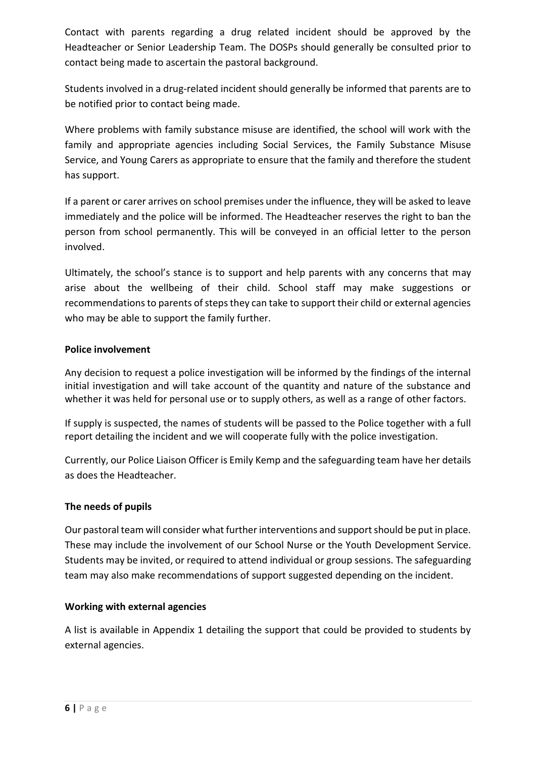Contact with parents regarding a drug related incident should be approved by the Headteacher or Senior Leadership Team. The DOSPs should generally be consulted prior to contact being made to ascertain the pastoral background.

Students involved in a drug-related incident should generally be informed that parents are to be notified prior to contact being made.

Where problems with family substance misuse are identified, the school will work with the family and appropriate agencies including Social Services, the Family Substance Misuse Service, and Young Carers as appropriate to ensure that the family and therefore the student has support.

If a parent or carer arrives on school premises under the influence, they will be asked to leave immediately and the police will be informed. The Headteacher reserves the right to ban the person from school permanently. This will be conveyed in an official letter to the person involved.

Ultimately, the school's stance is to support and help parents with any concerns that may arise about the wellbeing of their child. School staff may make suggestions or recommendations to parents of steps they can take to support their child or external agencies who may be able to support the family further.

**Police involvement**

Any decision to request a police investigation will be informed by the findings of the internal initial investigation and will take account of the quantity and nature of the substance and whether it was held for personal use or to supply others, as well as a range of other factors.

If supply is suspected, the names of students will be passed to the Police together with a full report detailing the incident and we will cooperate fully with the police investigation.

Currently, our Police Liaison Officer is Emily Kemp and the safeguarding team have her details as does the Headteacher.

**The needs of pupils**

Our pastoral team will consider what further interventions and support should be put in place. These may include the involvement of our School Nurse or the Youth Development Service. Students may be invited, or required to attend individual or group sessions. The safeguarding team may also make recommendations of support suggested depending on the incident.

**Working with external agencies**

A list is available in Appendix 1 detailing the support that could be provided to students by external agencies.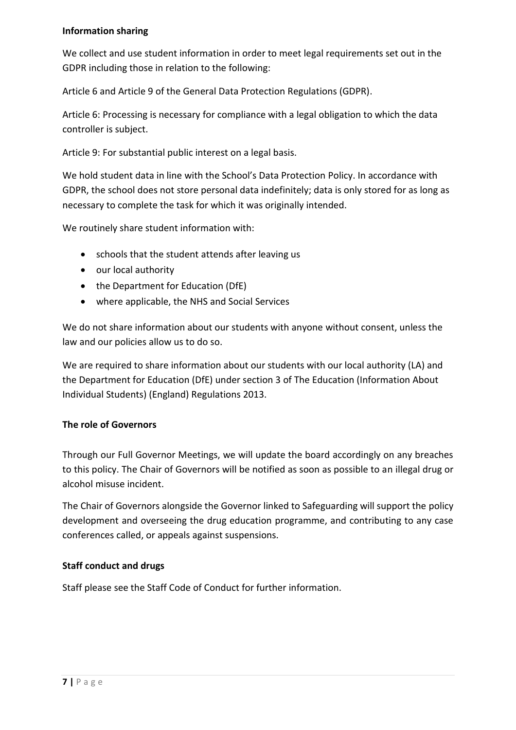**Information sharing**

We collect and use student information in order to meet legal requirements set out in the GDPR including those in relation to the following:

Article 6 and Article 9 of the General Data Protection Regulations (GDPR).

Article 6: Processing is necessary for compliance with a legal obligation to which the data controller is subject.

Article 9: For substantial public interest on a legal basis.

We hold student data in line with the School's Data Protection Policy. In accordance with GDPR, the school does not store personal data indefinitely; data is only stored for as long as necessary to complete the task for which it was originally intended.

We routinely share student information with:

- schools that the student attends after leaving us
- our local authority
- the Department for Education (DfE)
- where applicable, the NHS and Social Services

We do not share information about our students with anyone without consent, unless the law and our policies allow us to do so.

We are required to share information about our students with our local authority (LA) and the Department for Education (DfE) under section 3 of The Education (Information About Individual Students) (England) Regulations 2013.

**The role of Governors**

Through our Full Governor Meetings, we will update the board accordingly on any breaches to this policy. The Chair of Governors will be notified as soon as possible to an illegal drug or alcohol misuse incident.

The Chair of Governors alongside the Governor linked to Safeguarding will support the policy development and overseeing the drug education programme, and contributing to any case conferences called, or appeals against suspensions.

**Staff conduct and drugs**

Staff please see the Staff Code of Conduct for further information.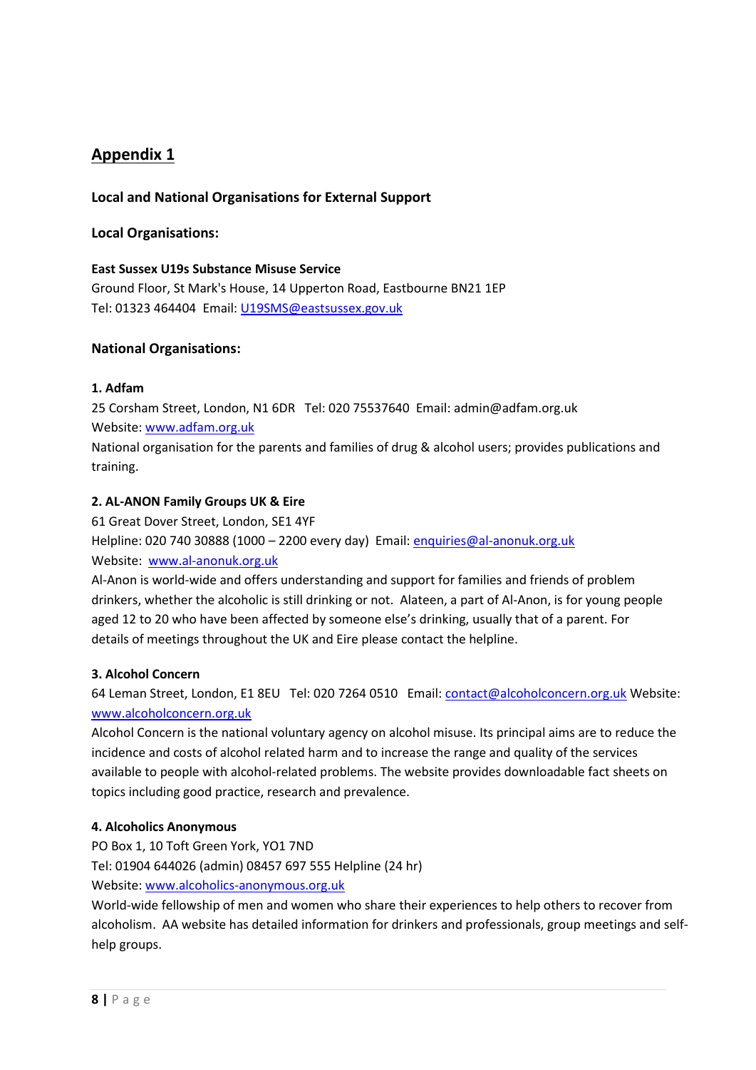## Appendix 1

**Local and National Organisations for External Support**

**Local Organisations:**

**East Sussex U19s Substance Misuse Service**
Ground Floor, St Mark's House, 14 Upperton Road, Eastbourne BN21 1EP
Tel: 01323 464404 Email: U19SMS@eastsussex.gov.uk

**National Organisations:**

**1. Adfam**
25 Corsham Street, London, N1 6DR Tel: 020 75537640 Email: admin@adfam.org.uk
Website: www.adfam.org.uk
National organisation for the parents and families of drug & alcohol users; provides publications and training.

**2. AL-ANON Family Groups UK & Eire**
61 Great Dover Street, London, SE1 4YF
Helpline: 020 740 30888 (1000 – 2200 every day) Email: enquiries@al-anonuk.org.uk
Website: www.al-anonuk.org.uk
Al-Anon is world-wide and offers understanding and support for families and friends of problem drinkers, whether the alcoholic is still drinking or not. Alateen, a part of Al-Anon, is for young people aged 12 to 20 who have been affected by someone else's drinking, usually that of a parent. For details of meetings throughout the UK and Eire please contact the helpline.

**3. Alcohol Concern**
64 Leman Street, London, E1 8EU Tel: 020 7264 0510 Email: contact@alcoholconcern.org.uk Website: www.alcoholconcern.org.uk
Alcohol Concern is the national voluntary agency on alcohol misuse. Its principal aims are to reduce the incidence and costs of alcohol related harm and to increase the range and quality of the services available to people with alcohol-related problems. The website provides downloadable fact sheets on topics including good practice, research and prevalence.

**4. Alcoholics Anonymous**
PO Box 1, 10 Toft Green York, YO1 7ND
Tel: 01904 644026 (admin) 08457 697 555 Helpline (24 hr)
Website: www.alcoholics-anonymous.org.uk
World-wide fellowship of men and women who share their experiences to help others to recover from alcoholism. AA website has detailed information for drinkers and professionals, group meetings and self-help groups.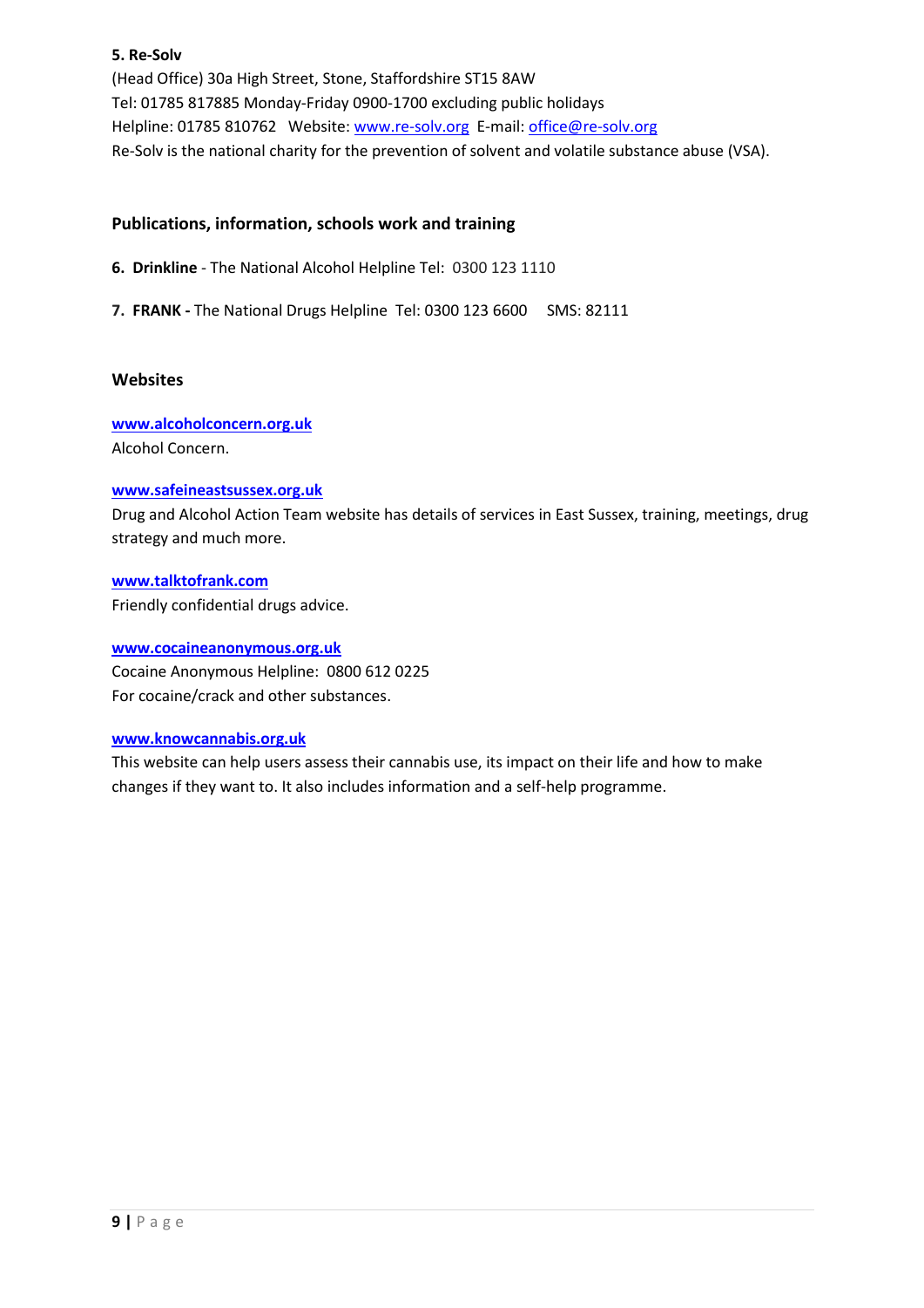**5. Re-Solv**

(Head Office) 30a High Street, Stone, Staffordshire ST15 8AW
Tel: 01785 817885 Monday-Friday 0900-1700 excluding public holidays
Helpline: 01785 810762 Website: www.re-solv.org E-mail: office@re-solv.org
Re-Solv is the national charity for the prevention of solvent and volatile substance abuse (VSA).

## Publications, information, schools work and training

**6. Drinkline** - The National Alcohol Helpline Tel: 0300 123 1110

**7. FRANK -** The National Drugs Helpline Tel: 0300 123 6600 SMS: 82111

## Websites

**www.alcoholconcern.org.uk**
Alcohol Concern.

**www.safeineastsussex.org.uk**
Drug and Alcohol Action Team website has details of services in East Sussex, training, meetings, drug strategy and much more.

**www.talktofrank.com**
Friendly confidential drugs advice.

**www.cocaineanonymous.org.uk**
Cocaine Anonymous Helpline: 0800 612 0225
For cocaine/crack and other substances.

**www.knowcannabis.org.uk**
This website can help users assess their cannabis use, its impact on their life and how to make changes if they want to. It also includes information and a self-help programme.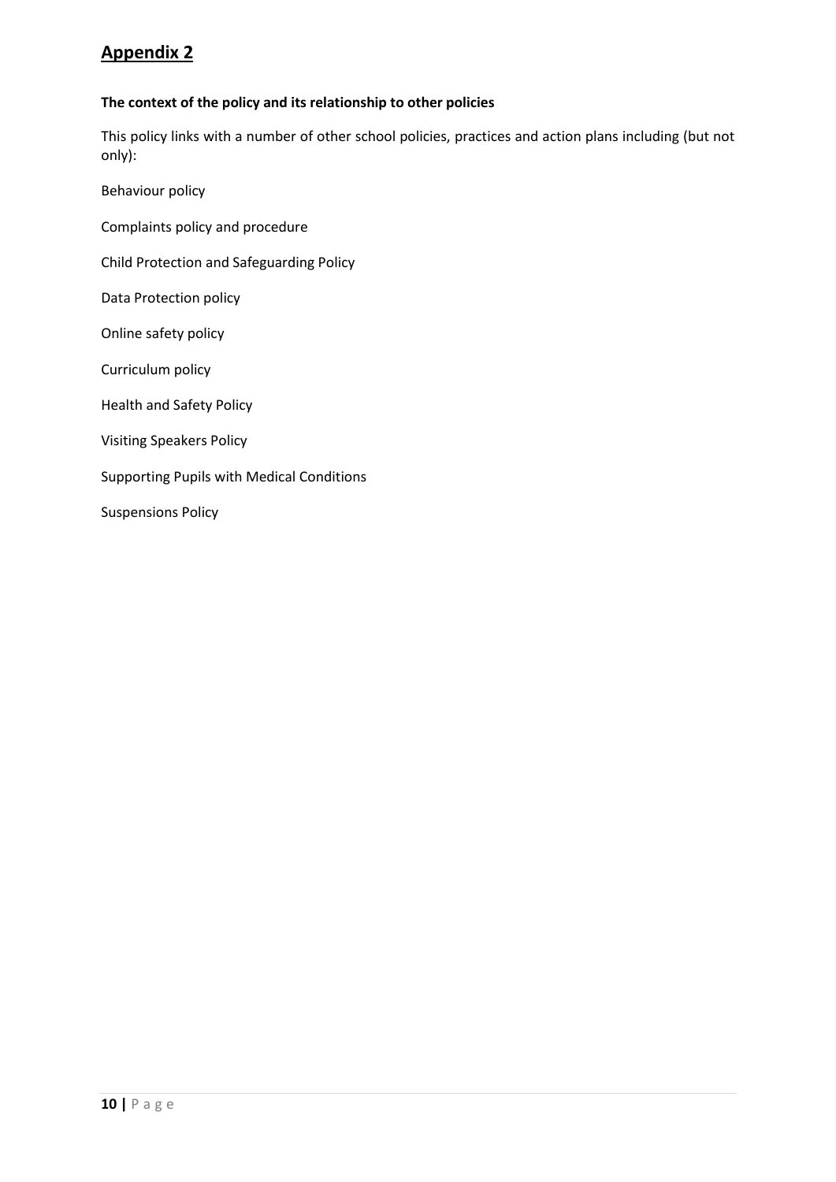## Appendix 2

**The context of the policy and its relationship to other policies**

This policy links with a number of other school policies, practices and action plans including (but not only):

Behaviour policy

Complaints policy and procedure

Child Protection and Safeguarding Policy

Data Protection policy

Online safety policy

Curriculum policy

Health and Safety Policy

Visiting Speakers Policy

Supporting Pupils with Medical Conditions

Suspensions Policy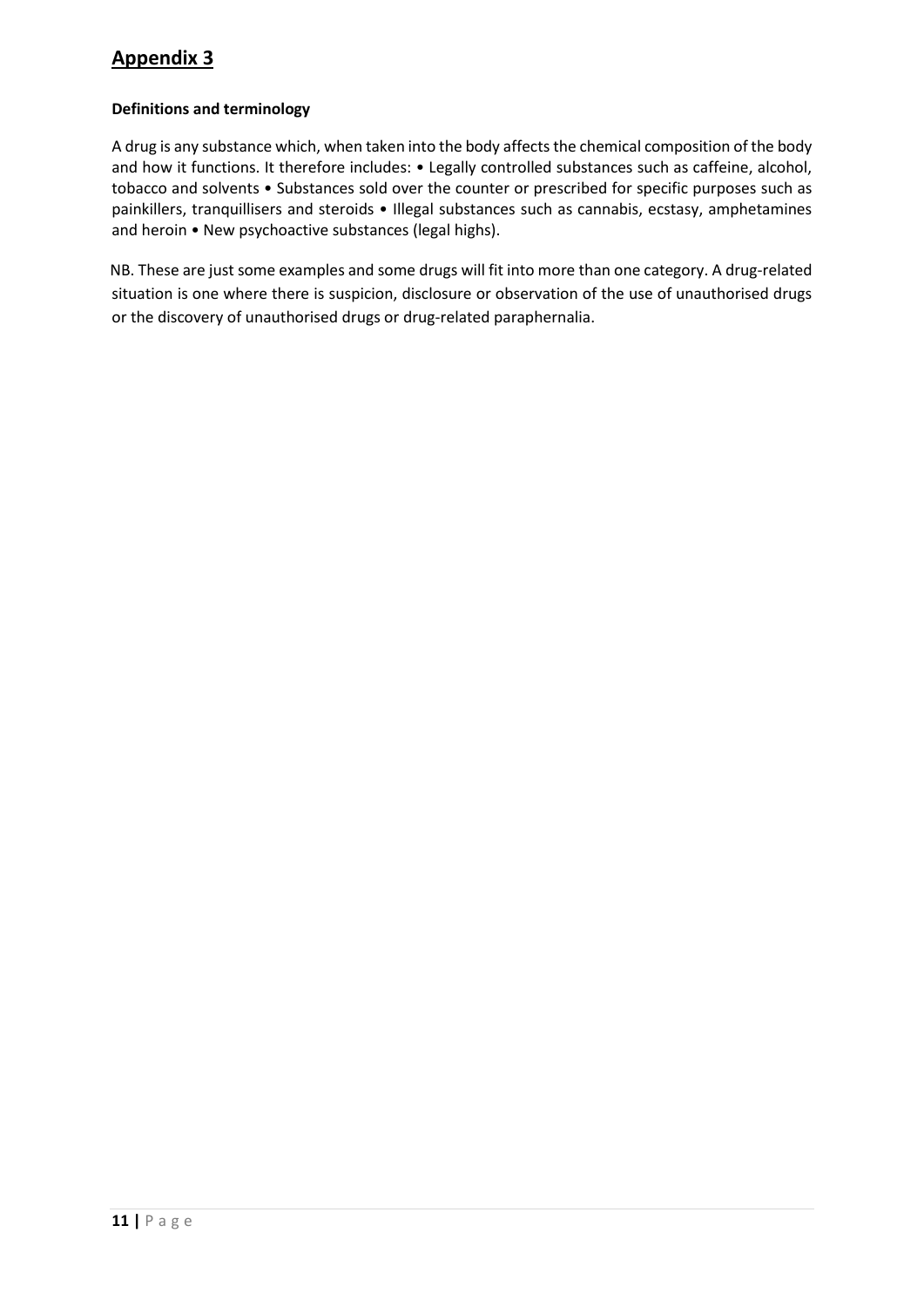# Appendix 3

**Definitions and terminology**

A drug is any substance which, when taken into the body affects the chemical composition of the body and how it functions. It therefore includes: • Legally controlled substances such as caffeine, alcohol, tobacco and solvents • Substances sold over the counter or prescribed for specific purposes such as painkillers, tranquillisers and steroids • Illegal substances such as cannabis, ecstasy, amphetamines and heroin • New psychoactive substances (legal highs).

NB. These are just some examples and some drugs will fit into more than one category. A drug-related situation is one where there is suspicion, disclosure or observation of the use of unauthorised drugs or the discovery of unauthorised drugs or drug-related paraphernalia.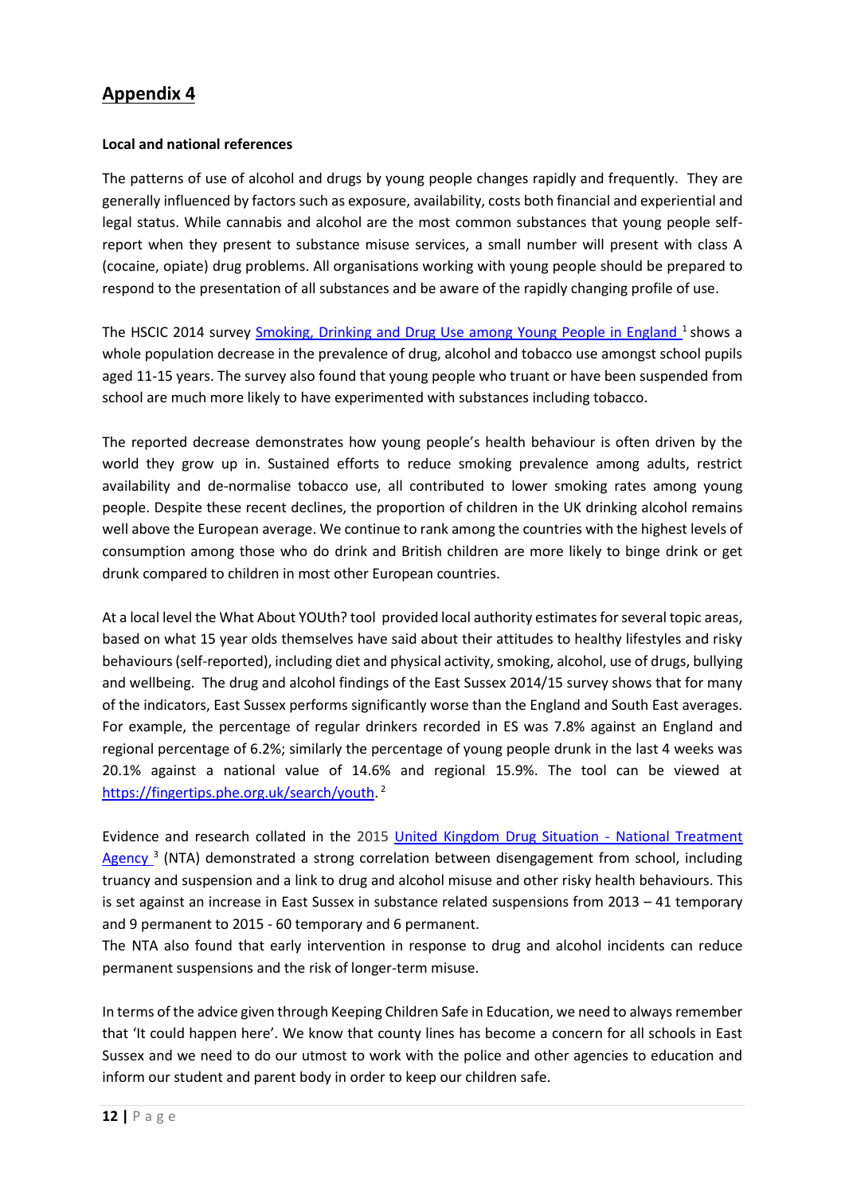## Appendix 4

**Local and national references**

The patterns of use of alcohol and drugs by young people changes rapidly and frequently. They are generally influenced by factors such as exposure, availability, costs both financial and experiential and legal status. While cannabis and alcohol are the most common substances that young people self-report when they present to substance misuse services, a small number will present with class A (cocaine, opiate) drug problems. All organisations working with young people should be prepared to respond to the presentation of all substances and be aware of the rapidly changing profile of use.

The HSCIC 2014 survey Smoking, Drinking and Drug Use among Young People in England [1] shows a whole population decrease in the prevalence of drug, alcohol and tobacco use amongst school pupils aged 11-15 years. The survey also found that young people who truant or have been suspended from school are much more likely to have experimented with substances including tobacco.

The reported decrease demonstrates how young people's health behaviour is often driven by the world they grow up in. Sustained efforts to reduce smoking prevalence among adults, restrict availability and de-normalise tobacco use, all contributed to lower smoking rates among young people. Despite these recent declines, the proportion of children in the UK drinking alcohol remains well above the European average. We continue to rank among the countries with the highest levels of consumption among those who do drink and British children are more likely to binge drink or get drunk compared to children in most other European countries.

At a local level the What About YOUth? tool provided local authority estimates for several topic areas, based on what 15 year olds themselves have said about their attitudes to healthy lifestyles and risky behaviours (self-reported), including diet and physical activity, smoking, alcohol, use of drugs, bullying and wellbeing. The drug and alcohol findings of the East Sussex 2014/15 survey shows that for many of the indicators, East Sussex performs significantly worse than the England and South East averages. For example, the percentage of regular drinkers recorded in ES was 7.8% against an England and regional percentage of 6.2%; similarly the percentage of young people drunk in the last 4 weeks was 20.1% against a national value of 14.6% and regional 15.9%. The tool can be viewed at https://fingertips.phe.org.uk/search/youth. [2]

Evidence and research collated in the 2015 United Kingdom Drug Situation - National Treatment Agency [3] (NTA) demonstrated a strong correlation between disengagement from school, including truancy and suspension and a link to drug and alcohol misuse and other risky health behaviours. This is set against an increase in East Sussex in substance related suspensions from 2013 – 41 temporary and 9 permanent to 2015 - 60 temporary and 6 permanent.
The NTA also found that early intervention in response to drug and alcohol incidents can reduce permanent suspensions and the risk of longer-term misuse.

In terms of the advice given through Keeping Children Safe in Education, we need to always remember that 'It could happen here'. We know that county lines has become a concern for all schools in East Sussex and we need to do our utmost to work with the police and other agencies to education and inform our student and parent body in order to keep our children safe.